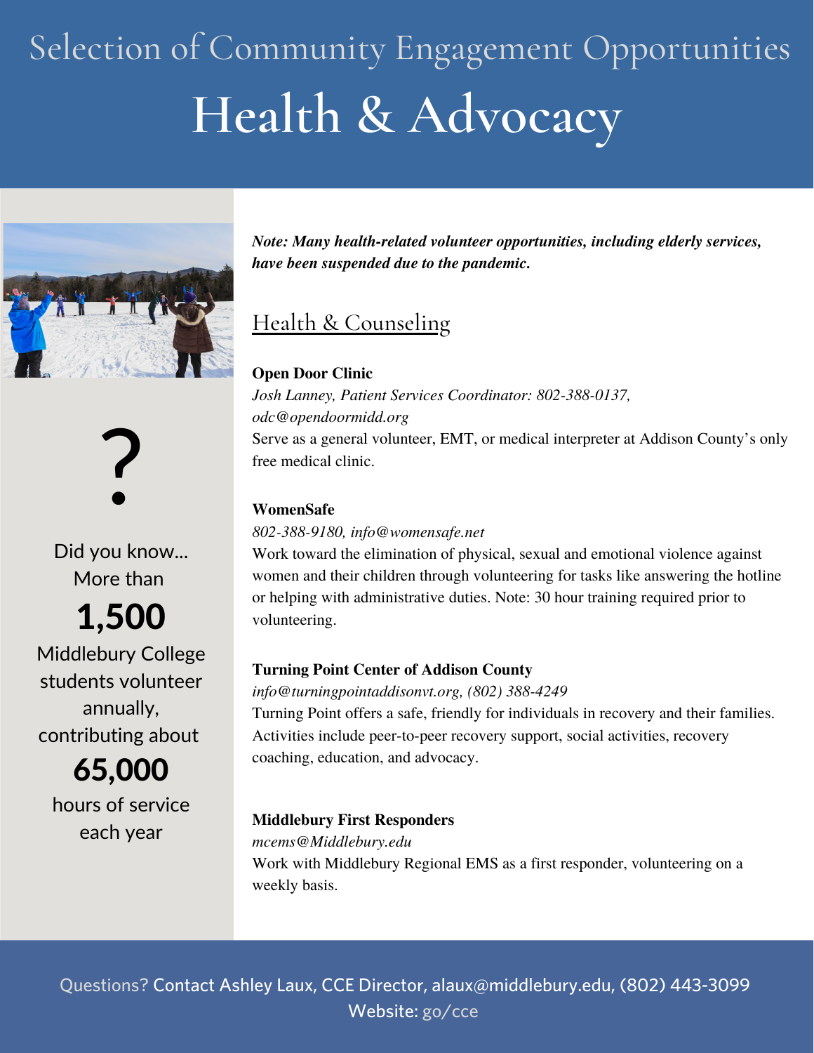# Selection of Community Engagement Opportunities

# Health & Advocacy

***Note: Many health-related volunteer opportunities, including elderly services, have been suspended due to the pandemic.***

## Health & Counseling

**Open Door Clinic**
*Josh Lanney, Patient Services Coordinator: 802-388-0137, odc@opendoormidd.org*
Serve as a general volunteer, EMT, or medical interpreter at Addison County's only free medical clinic.

**WomenSafe**
*802-388-9180, info@womensafe.net*
Work toward the elimination of physical, sexual and emotional violence against women and their children through volunteering for tasks like answering the hotline or helping with administrative duties. Note: 30 hour training required prior to volunteering.

**Turning Point Center of Addison County**
*info@turningpointaddisonvt.org, (802) 388-4249*
Turning Point offers a safe, friendly for individuals in recovery and their families. Activities include peer-to-peer recovery support, social activities, recovery coaching, education, and advocacy.

**Middlebury First Responders**
*mcems@Middlebury.edu*
Work with Middlebury Regional EMS as a first responder, volunteering on a weekly basis.

?

Did you know...
More than
**1,500**
Middlebury College students volunteer annually, contributing about
**65,000**
hours of service each year

Questions? Contact Ashley Laux, CCE Director, alaux@middlebury.edu, (802) 443-3099
Website: go/cce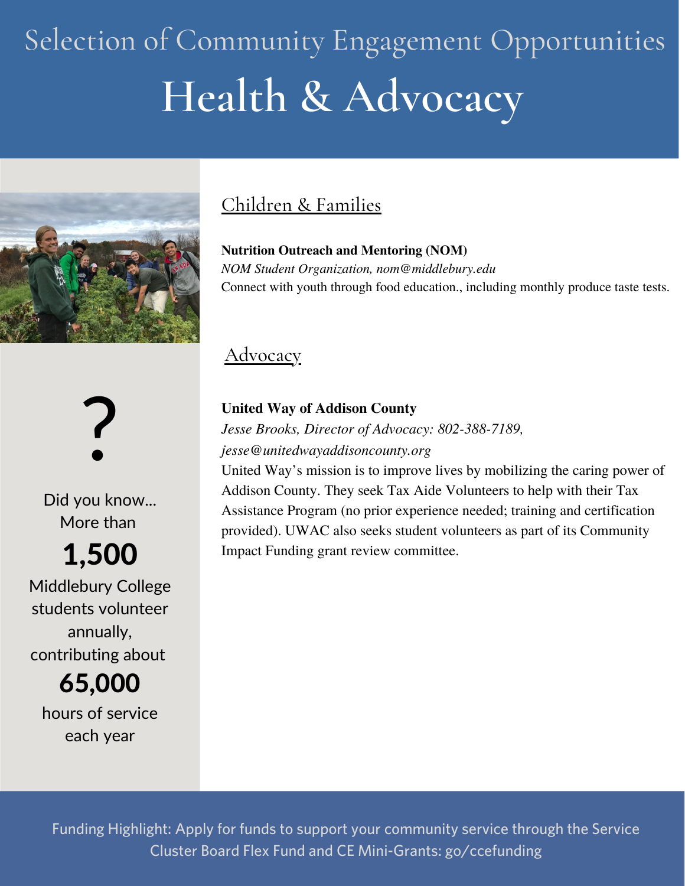# Selection of Community Engagement Opportunities

# Health & Advocacy

## Children & Families

**Nutrition Outreach and Mentoring (NOM)**
*NOM Student Organization, nom@middlebury.edu*
Connect with youth through food education., including monthly produce taste tests.

## Advocacy

**United Way of Addison County**
*Jesse Brooks, Director of Advocacy: 802-388-7189, jesse@unitedwayaddisoncounty.org*
United Way's mission is to improve lives by mobilizing the caring power of Addison County. They seek Tax Aide Volunteers to help with their Tax Assistance Program (no prior experience needed; training and certification provided). UWAC also seeks student volunteers as part of its Community Impact Funding grant review committee.

?

Did you know...
More than
**1,500**
Middlebury College students volunteer annually, contributing about
**65,000**
hours of service each year

Funding Highlight: Apply for funds to support your community service through the Service Cluster Board Flex Fund and CE Mini-Grants: go/ccefunding